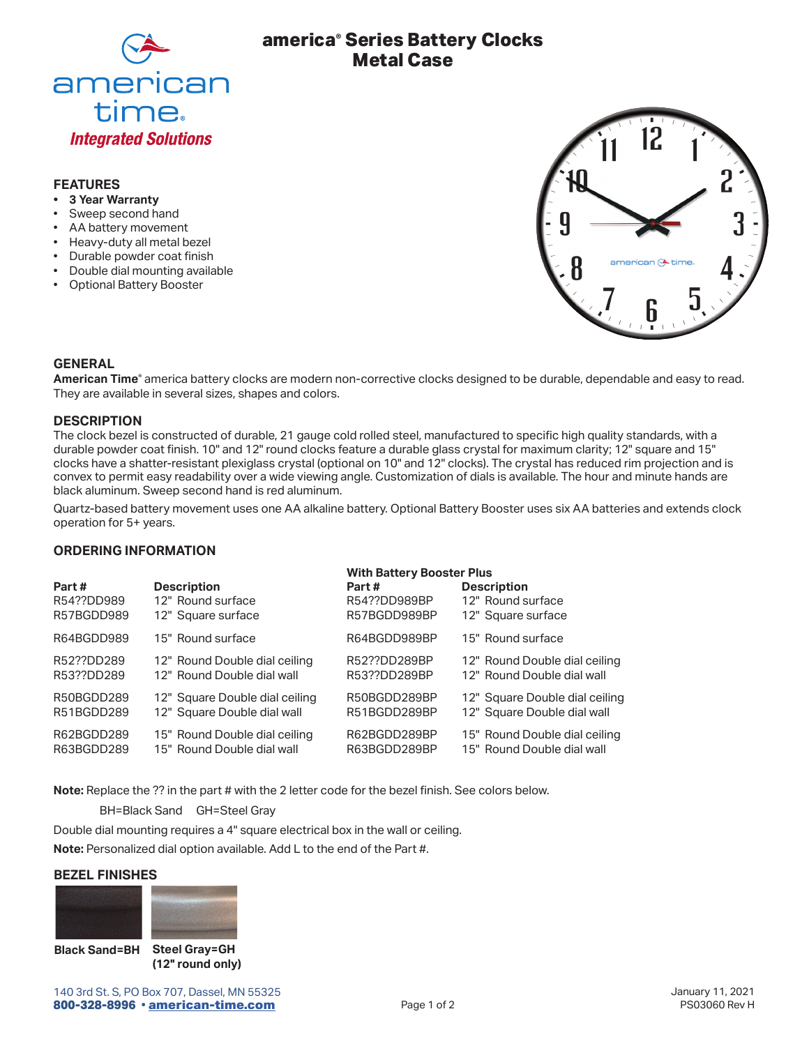# america® Series Battery Clocks Metal Case

american time.
*Integrated Solutions*

## FEATURES

- **3 Year Warranty**
- Sweep second hand
- AA battery movement
- Heavy-duty all metal bezel
- Durable powder coat finish
- Double dial mounting available
- Optional Battery Booster

## GENERAL

**American Time**® america battery clocks are modern non-corrective clocks designed to be durable, dependable and easy to read. They are available in several sizes, shapes and colors.

## DESCRIPTION

The clock bezel is constructed of durable, 21 gauge cold rolled steel, manufactured to specific high quality standards, with a durable powder coat finish. 10" and 12" round clocks feature a durable glass crystal for maximum clarity; 12" square and 15" clocks have a shatter-resistant plexiglass crystal (optional on 10" and 12" clocks). The crystal has reduced rim projection and is convex to permit easy readability over a wide viewing angle. Customization of dials is available. The hour and minute hands are black aluminum. Sweep second hand is red aluminum.

Quartz-based battery movement uses one AA alkaline battery. Optional Battery Booster uses six AA batteries and extends clock operation for 5+ years.

## ORDERING INFORMATION

| Part # | Description | Part # (With Battery Booster Plus) | Description (With Battery Booster Plus) |
|---|---|---|---|
| R54??DD989 | 12" Round surface | R54??DD989BP | 12" Round surface |
| R57BGDD989 | 12" Square surface | R57BGDD989BP | 12" Square surface |
| R64BGDD989 | 15" Round surface | R64BGDD989BP | 15" Round surface |
| R52??DD289 | 12" Round Double dial ceiling | R52??DD289BP | 12" Round Double dial ceiling |
| R53??DD289 | 12" Round Double dial wall | R53??DD289BP | 12" Round Double dial wall |
| R50BGDD289 | 12" Square Double dial ceiling | R50BGDD289BP | 12" Square Double dial ceiling |
| R51BGDD289 | 12" Square Double dial wall | R51BGDD289BP | 12" Square Double dial wall |
| R62BGDD289 | 15" Round Double dial ceiling | R62BGDD289BP | 15" Round Double dial ceiling |
| R63BGDD289 | 15" Round Double dial wall | R63BGDD289BP | 15" Round Double dial wall |

**Note:** Replace the ?? in the part # with the 2 letter code for the bezel finish. See colors below.

BH=Black Sand GH=Steel Gray

Double dial mounting requires a 4" square electrical box in the wall or ceiling.

**Note:** Personalized dial option available. Add L to the end of the Part #.

## BEZEL FINISHES

**Black Sand=BH**

**Steel Gray=GH (12" round only)**

140 3rd St. S, PO Box 707, Dassel, MN 55325
**800-328-8996 • american-time.com**

January 11, 2021
PS03060 Rev H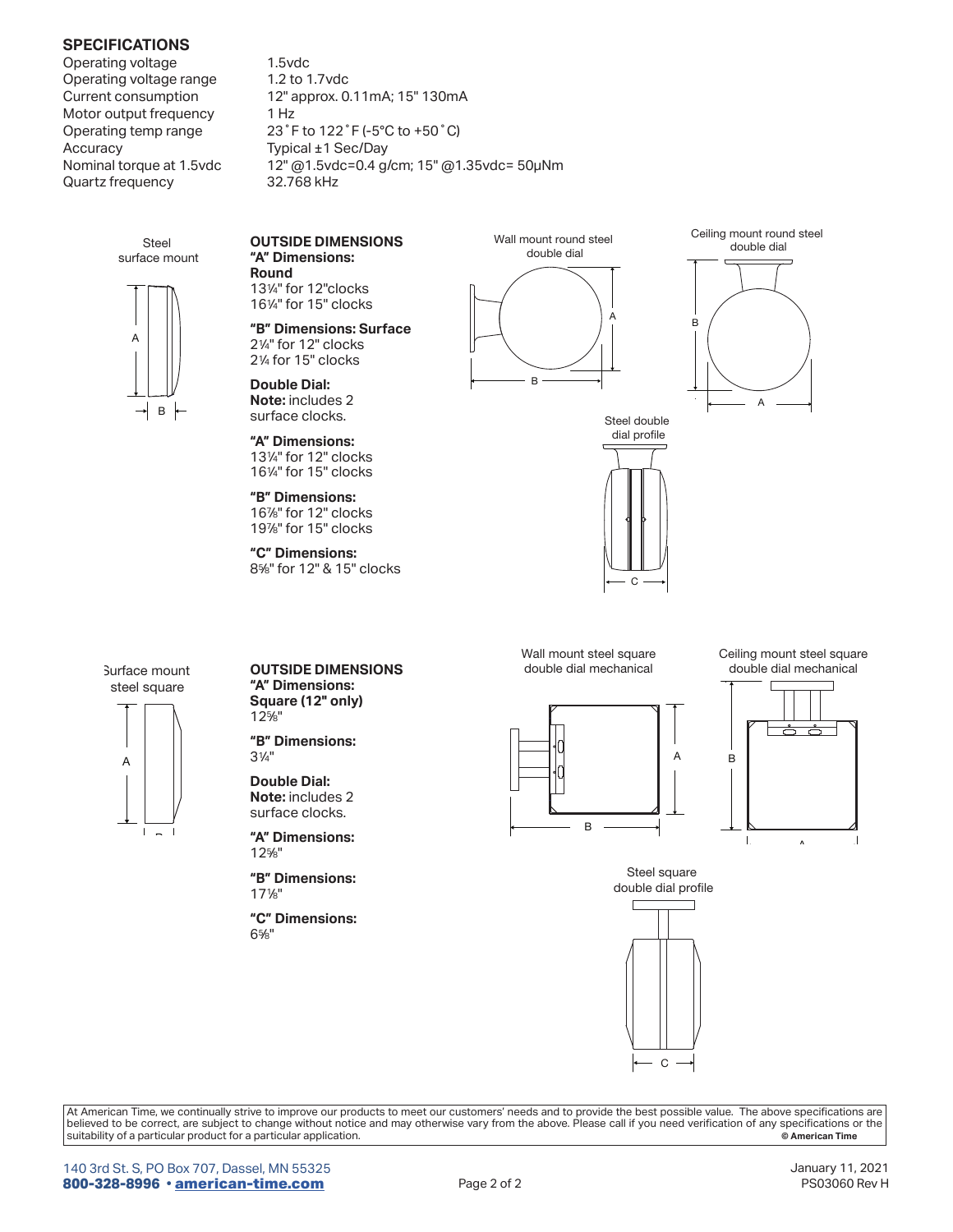## SPECIFICATIONS

| | |
|---|---|
| Operating voltage | 1.5vdc |
| Operating voltage range | 1.2 to 1.7vdc |
| Current consumption | 12" approx. 0.11mA; 15" 130mA |
| Motor output frequency | 1 Hz |
| Operating temp range | 23˚F to 122˚F (-5°C to +50˚C) |
| Accuracy | Typical ±1 Sec/Day |
| Nominal torque at 1.5vdc | 12" @1.5vdc=0.4 g/cm; 15" @1.35vdc= 50μNm |
| Quartz frequency | 32.768 kHz |

Steel surface mount

A

B

### OUTSIDE DIMENSIONS

**"A" Dimensions: Round**
13¼" for 12"clocks
16¼" for 15" clocks

**"B" Dimensions: Surface**
2¼" for 12" clocks
2¼ for 15" clocks

**Double Dial:**
**Note:** includes 2 surface clocks.

**"A" Dimensions:**
13¼" for 12" clocks
16¼" for 15" clocks

**"B" Dimensions:**
16⅞" for 12" clocks
19⅞" for 15" clocks

**"C" Dimensions:**
8⅝" for 12" & 15" clocks

Wall mount round steel double dial

A

B

Ceiling mount round steel double dial

B

A

Steel double dial profile

C

Surface mount steel square

A

B

### OUTSIDE DIMENSIONS

**"A" Dimensions: Square (12" only)**
12⅝"

**"B" Dimensions:**
3¼"

**Double Dial:**
**Note:** includes 2 surface clocks.

**"A" Dimensions:**
12⅝"

**"B" Dimensions:**
17⅛"

**"C" Dimensions:**
6⅝"

Wall mount steel square double dial mechanical

A

B

Ceiling mount steel square double dial mechanical

B

A

Steel square double dial profile

C

At American Time, we continually strive to improve our products to meet our customers' needs and to provide the best possible value. The above specifications are believed to be correct, are subject to change without notice and may otherwise vary from the above. Please call if you need verification of any specifications or the suitability of a particular product for a particular application. © American Time

140 3rd St. S, PO Box 707, Dassel, MN 55325
**800-328-8996 • american-time.com**

January 11, 2021
PS03060 Rev H